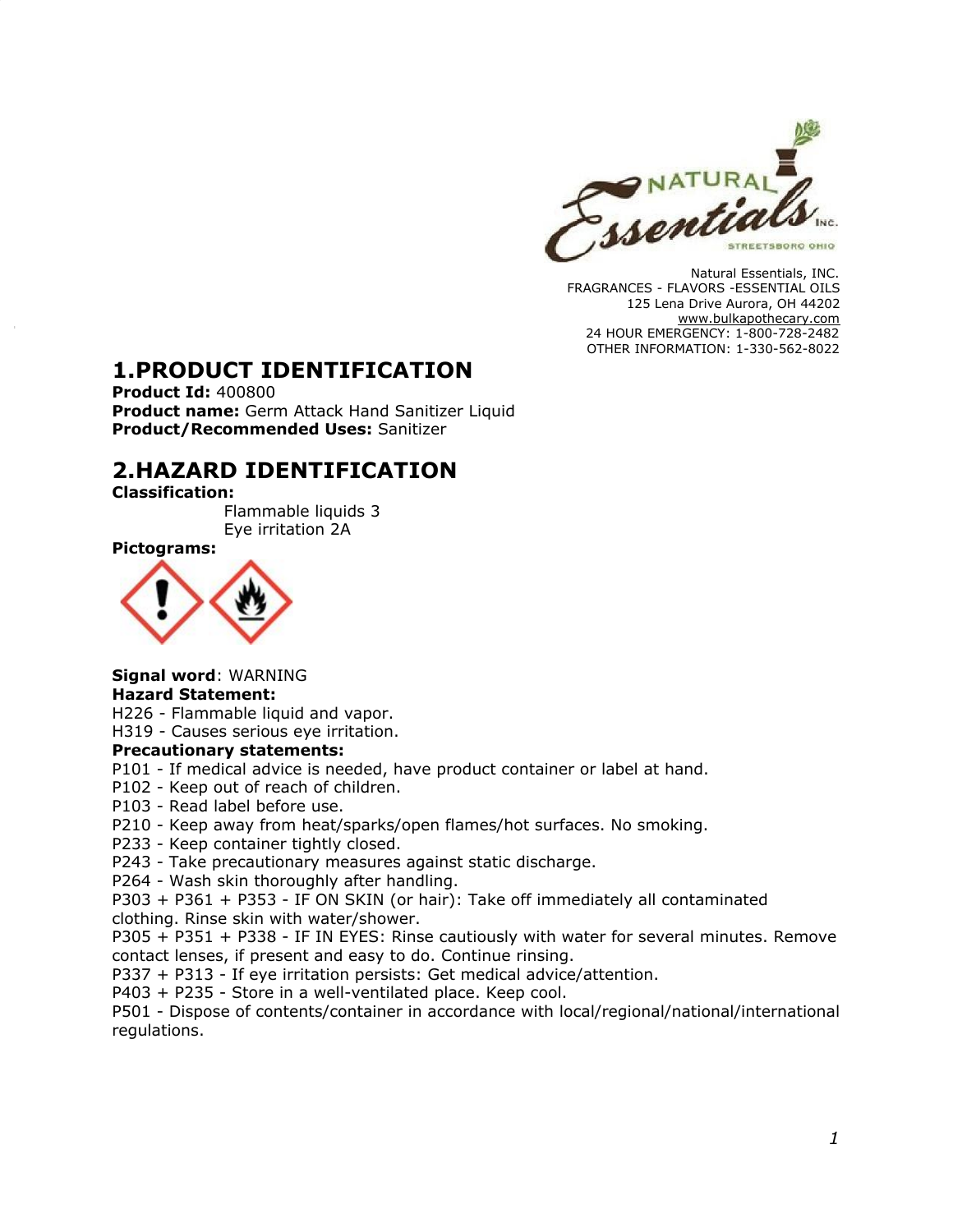Natural Essentials, INC.
FRAGRANCES - FLAVORS -ESSENTIAL OILS
125 Lena Drive Aurora, OH 44202
www.bulkapothecary.com
24 HOUR EMERGENCY: 1-800-728-2482
OTHER INFORMATION: 1-330-562-8022

# 1.PRODUCT IDENTIFICATION

**Product Id:** 400800
**Product name:** Germ Attack Hand Sanitizer Liquid
**Product/Recommended Uses:** Sanitizer

# 2.HAZARD IDENTIFICATION

**Classification:**

Flammable liquids 3
Eye irritation 2A

**Pictograms:**

**Signal word**: WARNING
**Hazard Statement:**
H226 - Flammable liquid and vapor.
H319 - Causes serious eye irritation.
**Precautionary statements:**
P101 - If medical advice is needed, have product container or label at hand.
P102 - Keep out of reach of children.
P103 - Read label before use.
P210 - Keep away from heat/sparks/open flames/hot surfaces. No smoking.
P233 - Keep container tightly closed.
P243 - Take precautionary measures against static discharge.
P264 - Wash skin thoroughly after handling.
P303 + P361 + P353 - IF ON SKIN (or hair): Take off immediately all contaminated clothing. Rinse skin with water/shower.
P305 + P351 + P338 - IF IN EYES: Rinse cautiously with water for several minutes. Remove contact lenses, if present and easy to do. Continue rinsing.
P337 + P313 - If eye irritation persists: Get medical advice/attention.
P403 + P235 - Store in a well-ventilated place. Keep cool.
P501 - Dispose of contents/container in accordance with local/regional/national/international regulations.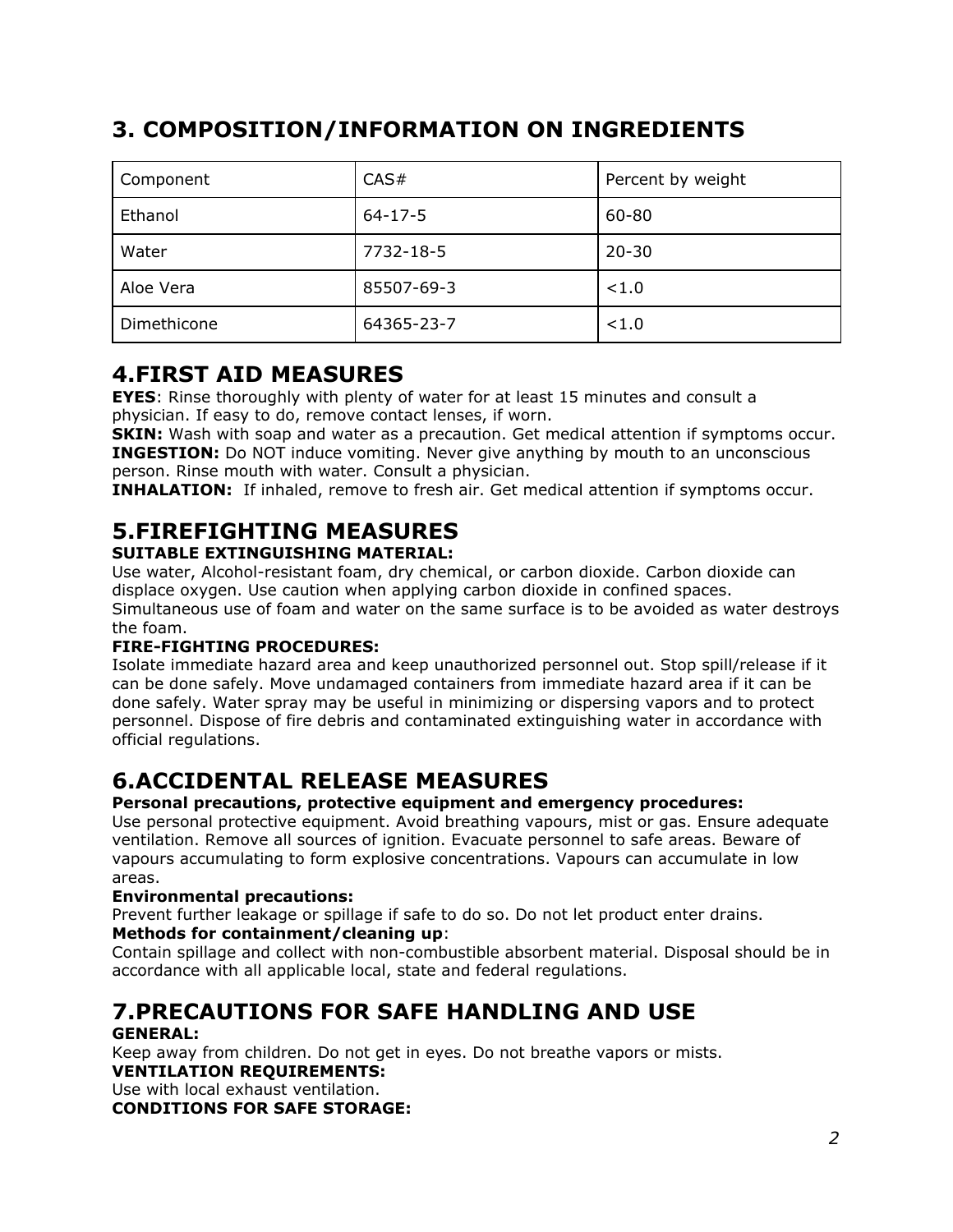## 3. COMPOSITION/INFORMATION ON INGREDIENTS

| Component | CAS# | Percent by weight |
|---|---|---|
| Ethanol | 64-17-5 | 60-80 |
| Water | 7732-18-5 | 20-30 |
| Aloe Vera | 85507-69-3 | <1.0 |
| Dimethicone | 64365-23-7 | <1.0 |

## 4.FIRST AID MEASURES

**EYES**: Rinse thoroughly with plenty of water for at least 15 minutes and consult a physician. If easy to do, remove contact lenses, if worn.
**SKIN:** Wash with soap and water as a precaution. Get medical attention if symptoms occur.
**INGESTION:** Do NOT induce vomiting. Never give anything by mouth to an unconscious person. Rinse mouth with water. Consult a physician.
**INHALATION:** If inhaled, remove to fresh air. Get medical attention if symptoms occur.

## 5.FIREFIGHTING MEASURES

**SUITABLE EXTINGUISHING MATERIAL:**
Use water, Alcohol-resistant foam, dry chemical, or carbon dioxide. Carbon dioxide can displace oxygen. Use caution when applying carbon dioxide in confined spaces. Simultaneous use of foam and water on the same surface is to be avoided as water destroys the foam.
**FIRE-FIGHTING PROCEDURES:**
Isolate immediate hazard area and keep unauthorized personnel out. Stop spill/release if it can be done safely. Move undamaged containers from immediate hazard area if it can be done safely. Water spray may be useful in minimizing or dispersing vapors and to protect personnel. Dispose of fire debris and contaminated extinguishing water in accordance with official regulations.

## 6.ACCIDENTAL RELEASE MEASURES

**Personal precautions, protective equipment and emergency procedures:**
Use personal protective equipment. Avoid breathing vapours, mist or gas. Ensure adequate ventilation. Remove all sources of ignition. Evacuate personnel to safe areas. Beware of vapours accumulating to form explosive concentrations. Vapours can accumulate in low areas.
**Environmental precautions:**
Prevent further leakage or spillage if safe to do so. Do not let product enter drains.
**Methods for containment/cleaning up**:
Contain spillage and collect with non-combustible absorbent material. Disposal should be in accordance with all applicable local, state and federal regulations.

## 7.PRECAUTIONS FOR SAFE HANDLING AND USE

**GENERAL:**
Keep away from children. Do not get in eyes. Do not breathe vapors or mists.
**VENTILATION REQUIREMENTS:**
Use with local exhaust ventilation.
**CONDITIONS FOR SAFE STORAGE:**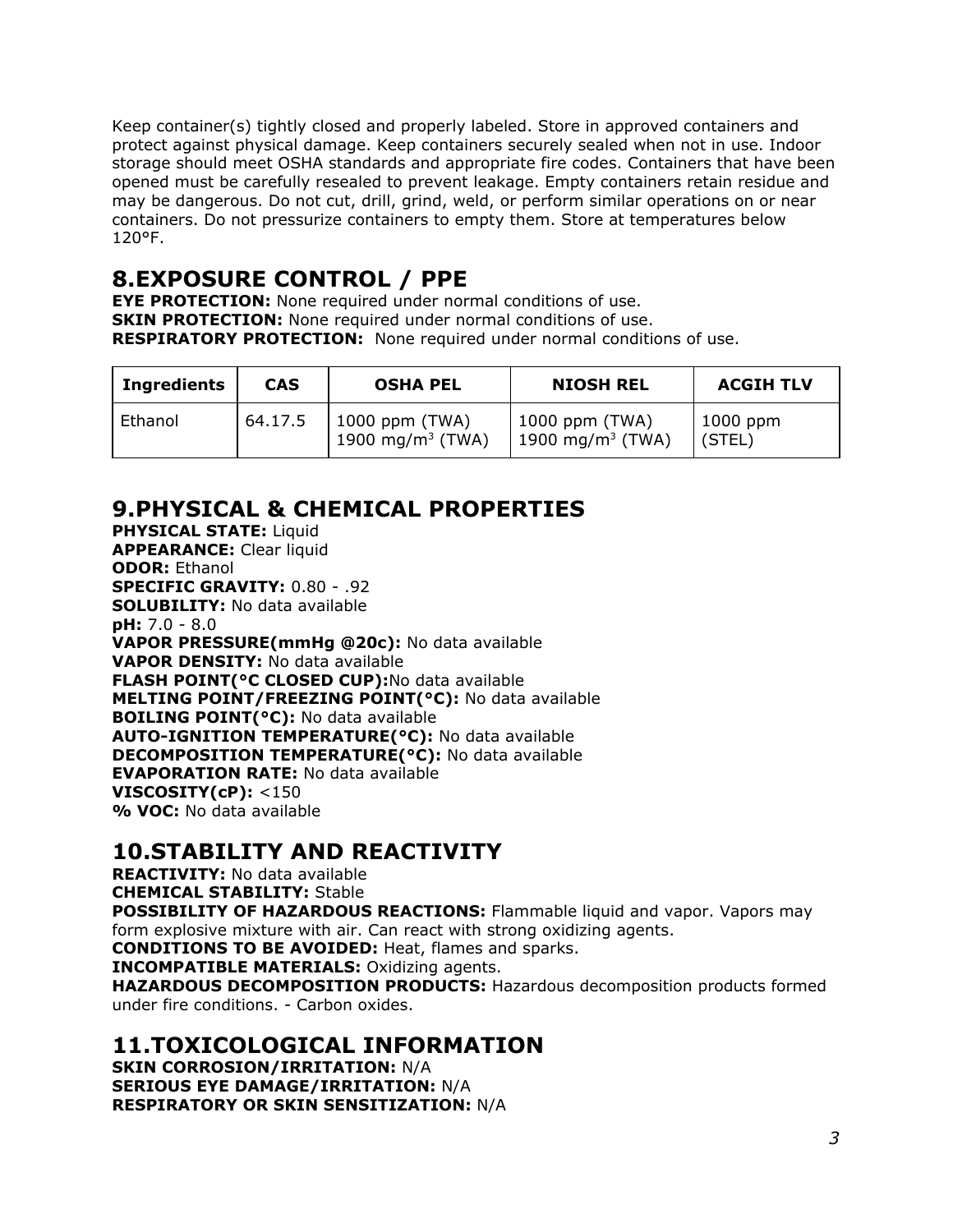Keep container(s) tightly closed and properly labeled. Store in approved containers and protect against physical damage. Keep containers securely sealed when not in use. Indoor storage should meet OSHA standards and appropriate fire codes. Containers that have been opened must be carefully resealed to prevent leakage. Empty containers retain residue and may be dangerous. Do not cut, drill, grind, weld, or perform similar operations on or near containers. Do not pressurize containers to empty them. Store at temperatures below 120°F.

## 8.EXPOSURE CONTROL / PPE

**EYE PROTECTION:** None required under normal conditions of use.
**SKIN PROTECTION:** None required under normal conditions of use.
**RESPIRATORY PROTECTION:** None required under normal conditions of use.

| Ingredients | CAS | OSHA PEL | NIOSH REL | ACGIH TLV |
|---|---|---|---|---|
| Ethanol | 64.17.5 | 1000 ppm (TWA) 1900 $mg/m^3$ (TWA) | 1000 ppm (TWA) 1900 $mg/m^3$ (TWA) | 1000 ppm (STEL) |

## 9.PHYSICAL & CHEMICAL PROPERTIES

**PHYSICAL STATE:** Liquid
**APPEARANCE:** Clear liquid
**ODOR:** Ethanol
**SPECIFIC GRAVITY:** 0.80 - .92
**SOLUBILITY:** No data available
**pH:** 7.0 - 8.0
**VAPOR PRESSURE(mmHg @20c):** No data available
**VAPOR DENSITY:** No data available
**FLASH POINT(°C CLOSED CUP):** No data available
**MELTING POINT/FREEZING POINT(°C):** No data available
**BOILING POINT(°C):** No data available
**AUTO-IGNITION TEMPERATURE(°C):** No data available
**DECOMPOSITION TEMPERATURE(°C):** No data available
**EVAPORATION RATE:** No data available
**VISCOSITY(cP):** <150
**% VOC:** No data available

## 10.STABILITY AND REACTIVITY

**REACTIVITY:** No data available
**CHEMICAL STABILITY:** Stable
**POSSIBILITY OF HAZARDOUS REACTIONS:** Flammable liquid and vapor. Vapors may form explosive mixture with air. Can react with strong oxidizing agents.
**CONDITIONS TO BE AVOIDED:** Heat, flames and sparks.
**INCOMPATIBLE MATERIALS:** Oxidizing agents.
**HAZARDOUS DECOMPOSITION PRODUCTS:** Hazardous decomposition products formed under fire conditions. - Carbon oxides.

## 11.TOXICOLOGICAL INFORMATION

**SKIN CORROSION/IRRITATION:** N/A
**SERIOUS EYE DAMAGE/IRRITATION:** N/A
**RESPIRATORY OR SKIN SENSITIZATION:** N/A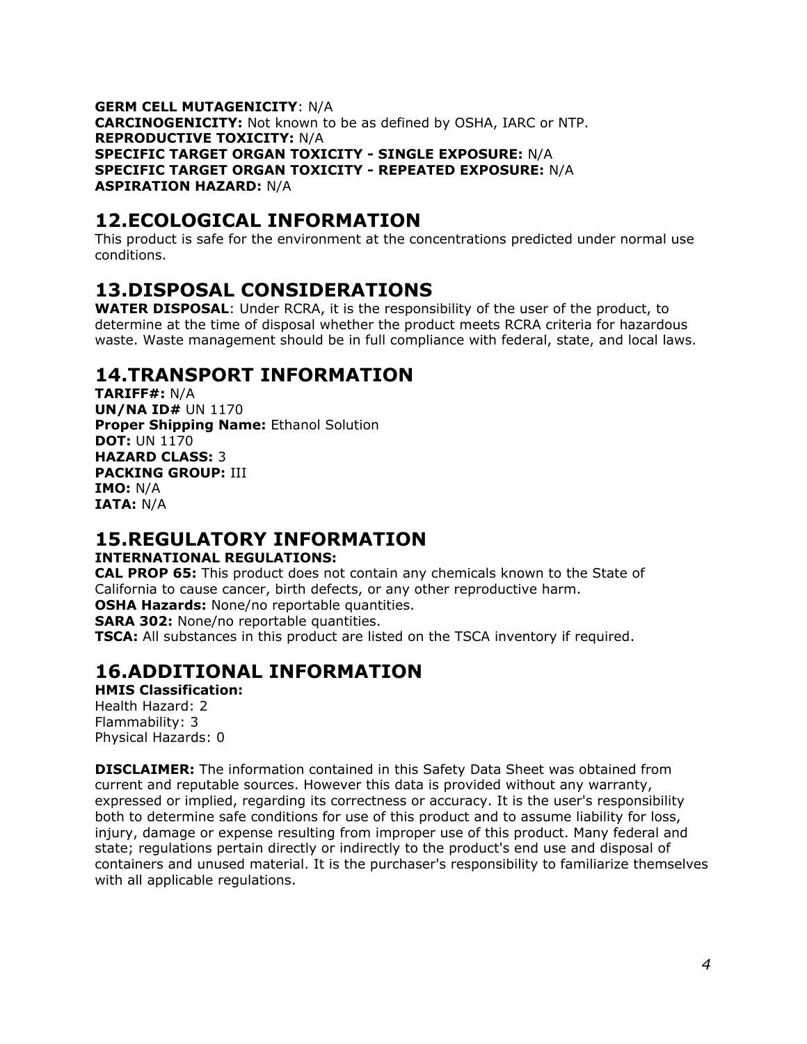**GERM CELL MUTAGENICITY**: N/A
**CARCINOGENICITY:** Not known to be as defined by OSHA, IARC or NTP.
**REPRODUCTIVE TOXICITY:** N/A
**SPECIFIC TARGET ORGAN TOXICITY - SINGLE EXPOSURE:** N/A
**SPECIFIC TARGET ORGAN TOXICITY - REPEATED EXPOSURE:** N/A
**ASPIRATION HAZARD:** N/A

## 12.ECOLOGICAL INFORMATION

This product is safe for the environment at the concentrations predicted under normal use conditions.

## 13.DISPOSAL CONSIDERATIONS

**WATER DISPOSAL**: Under RCRA, it is the responsibility of the user of the product, to determine at the time of disposal whether the product meets RCRA criteria for hazardous waste. Waste management should be in full compliance with federal, state, and local laws.

## 14.TRANSPORT INFORMATION

**TARIFF#:** N/A
**UN/NA ID#** UN 1170
**Proper Shipping Name:** Ethanol Solution
**DOT:** UN 1170
**HAZARD CLASS:** 3
**PACKING GROUP:** III
**IMO:** N/A
**IATA:** N/A

## 15.REGULATORY INFORMATION

**INTERNATIONAL REGULATIONS:**
**CAL PROP 65:** This product does not contain any chemicals known to the State of California to cause cancer, birth defects, or any other reproductive harm.
**OSHA Hazards:** None/no reportable quantities.
**SARA 302:** None/no reportable quantities.
**TSCA:** All substances in this product are listed on the TSCA inventory if required.

## 16.ADDITIONAL INFORMATION

**HMIS Classification:**
Health Hazard: 2
Flammability: 3
Physical Hazards: 0

**DISCLAIMER:** The information contained in this Safety Data Sheet was obtained from current and reputable sources. However this data is provided without any warranty, expressed or implied, regarding its correctness or accuracy. It is the user's responsibility both to determine safe conditions for use of this product and to assume liability for loss, injury, damage or expense resulting from improper use of this product. Many federal and state; regulations pertain directly or indirectly to the product's end use and disposal of containers and unused material. It is the purchaser's responsibility to familiarize themselves with all applicable regulations.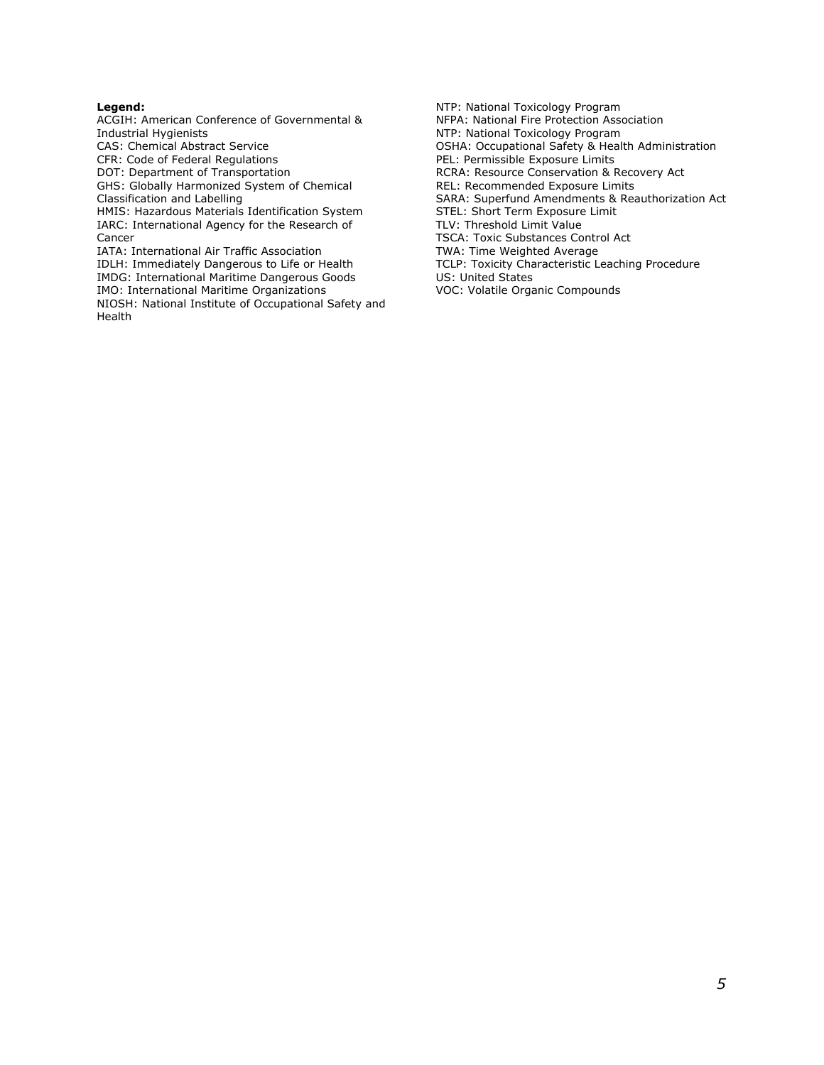**Legend:**

ACGIH: American Conference of Governmental & Industrial Hygienists
CAS: Chemical Abstract Service
CFR: Code of Federal Regulations
DOT: Department of Transportation
GHS: Globally Harmonized System of Chemical Classification and Labelling
HMIS: Hazardous Materials Identification System
IARC: International Agency for the Research of Cancer
IATA: International Air Traffic Association
IDLH: Immediately Dangerous to Life or Health
IMDG: International Maritime Dangerous Goods
IMO: International Maritime Organizations
NIOSH: National Institute of Occupational Safety and Health
NTP: National Toxicology Program
NFPA: National Fire Protection Association
NTP: National Toxicology Program
OSHA: Occupational Safety & Health Administration
PEL: Permissible Exposure Limits
RCRA: Resource Conservation & Recovery Act
REL: Recommended Exposure Limits
SARA: Superfund Amendments & Reauthorization Act
STEL: Short Term Exposure Limit
TLV: Threshold Limit Value
TSCA: Toxic Substances Control Act
TWA: Time Weighted Average
TCLP: Toxicity Characteristic Leaching Procedure
US: United States
VOC: Volatile Organic Compounds